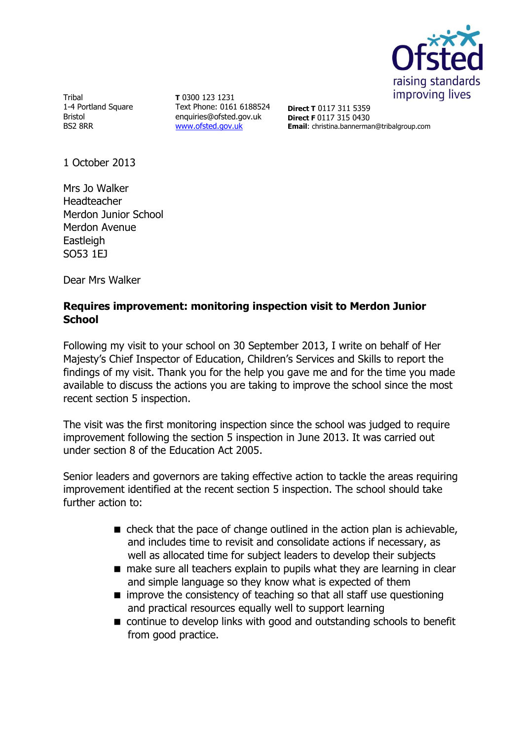Ofsted
raising standards
improving lives

Tribal
1-4 Portland Square
Bristol
BS2 8RR

**T** 0300 123 1231
Text Phone: 0161 6188524
enquiries@ofsted.gov.uk
www.ofsted.gov.uk

**Direct T** 0117 311 5359
**Direct F** 0117 315 0430
**Email**: christina.bannerman@tribalgroup.com

1 October 2013

Mrs Jo Walker
Headteacher
Merdon Junior School
Merdon Avenue
Eastleigh
SO53 1EJ

Dear Mrs Walker

**Requires improvement: monitoring inspection visit to Merdon Junior School**

Following my visit to your school on 30 September 2013, I write on behalf of Her Majesty's Chief Inspector of Education, Children's Services and Skills to report the findings of my visit. Thank you for the help you gave me and for the time you made available to discuss the actions you are taking to improve the school since the most recent section 5 inspection.

The visit was the first monitoring inspection since the school was judged to require improvement following the section 5 inspection in June 2013. It was carried out under section 8 of the Education Act 2005.

Senior leaders and governors are taking effective action to tackle the areas requiring improvement identified at the recent section 5 inspection. The school should take further action to:

- check that the pace of change outlined in the action plan is achievable, and includes time to revisit and consolidate actions if necessary, as well as allocated time for subject leaders to develop their subjects
- make sure all teachers explain to pupils what they are learning in clear and simple language so they know what is expected of them
- improve the consistency of teaching so that all staff use questioning and practical resources equally well to support learning
- continue to develop links with good and outstanding schools to benefit from good practice.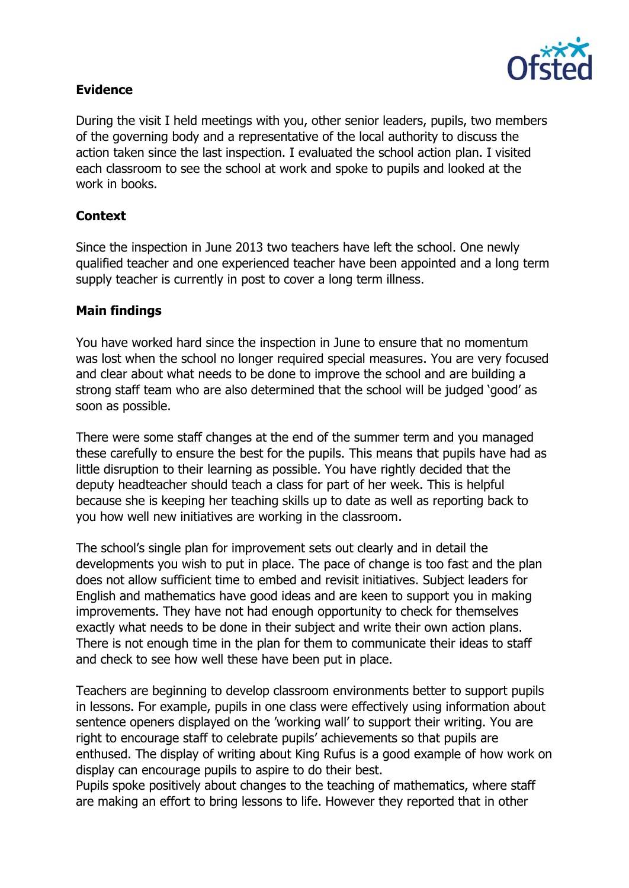**Evidence**

During the visit I held meetings with you, other senior leaders, pupils, two members of the governing body and a representative of the local authority to discuss the action taken since the last inspection. I evaluated the school action plan. I visited each classroom to see the school at work and spoke to pupils and looked at the work in books.

**Context**

Since the inspection in June 2013 two teachers have left the school. One newly qualified teacher and one experienced teacher have been appointed and a long term supply teacher is currently in post to cover a long term illness.

**Main findings**

You have worked hard since the inspection in June to ensure that no momentum was lost when the school no longer required special measures. You are very focused and clear about what needs to be done to improve the school and are building a strong staff team who are also determined that the school will be judged 'good' as soon as possible.

There were some staff changes at the end of the summer term and you managed these carefully to ensure the best for the pupils. This means that pupils have had as little disruption to their learning as possible. You have rightly decided that the deputy headteacher should teach a class for part of her week. This is helpful because she is keeping her teaching skills up to date as well as reporting back to you how well new initiatives are working in the classroom.

The school's single plan for improvement sets out clearly and in detail the developments you wish to put in place. The pace of change is too fast and the plan does not allow sufficient time to embed and revisit initiatives. Subject leaders for English and mathematics have good ideas and are keen to support you in making improvements. They have not had enough opportunity to check for themselves exactly what needs to be done in their subject and write their own action plans. There is not enough time in the plan for them to communicate their ideas to staff and check to see how well these have been put in place.

Teachers are beginning to develop classroom environments better to support pupils in lessons. For example, pupils in one class were effectively using information about sentence openers displayed on the 'working wall' to support their writing. You are right to encourage staff to celebrate pupils' achievements so that pupils are enthused. The display of writing about King Rufus is a good example of how work on display can encourage pupils to aspire to do their best.
Pupils spoke positively about changes to the teaching of mathematics, where staff are making an effort to bring lessons to life. However they reported that in other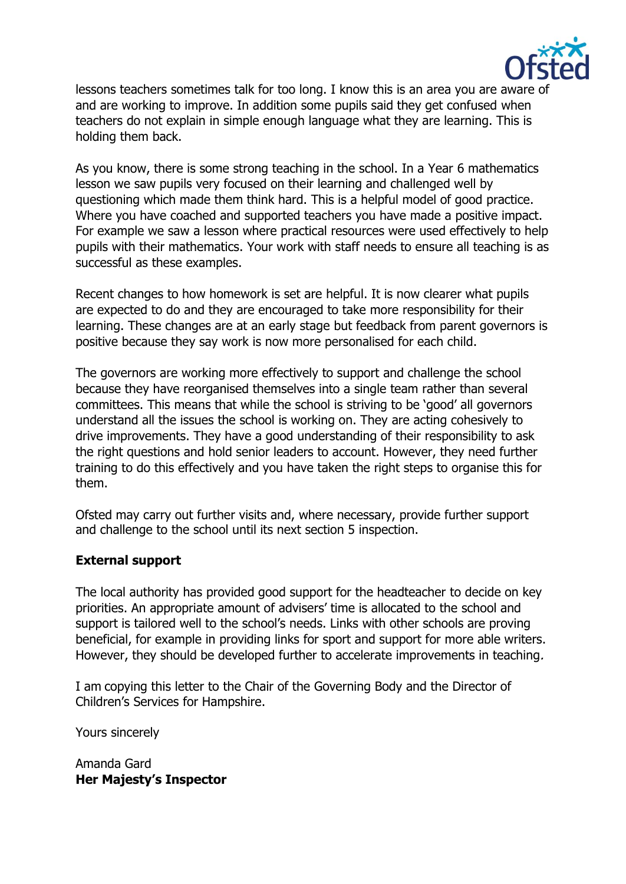lessons teachers sometimes talk for too long. I know this is an area you are aware of and are working to improve. In addition some pupils said they get confused when teachers do not explain in simple enough language what they are learning. This is holding them back.

As you know, there is some strong teaching in the school. In a Year 6 mathematics lesson we saw pupils very focused on their learning and challenged well by questioning which made them think hard. This is a helpful model of good practice. Where you have coached and supported teachers you have made a positive impact. For example we saw a lesson where practical resources were used effectively to help pupils with their mathematics. Your work with staff needs to ensure all teaching is as successful as these examples.

Recent changes to how homework is set are helpful. It is now clearer what pupils are expected to do and they are encouraged to take more responsibility for their learning. These changes are at an early stage but feedback from parent governors is positive because they say work is now more personalised for each child.

The governors are working more effectively to support and challenge the school because they have reorganised themselves into a single team rather than several committees. This means that while the school is striving to be 'good' all governors understand all the issues the school is working on. They are acting cohesively to drive improvements. They have a good understanding of their responsibility to ask the right questions and hold senior leaders to account. However, they need further training to do this effectively and you have taken the right steps to organise this for them.

Ofsted may carry out further visits and, where necessary, provide further support and challenge to the school until its next section 5 inspection.

**External support**

The local authority has provided good support for the headteacher to decide on key priorities. An appropriate amount of advisers' time is allocated to the school and support is tailored well to the school's needs. Links with other schools are proving beneficial, for example in providing links for sport and support for more able writers. However, they should be developed further to accelerate improvements in teaching.

I am copying this letter to the Chair of the Governing Body and the Director of Children's Services for Hampshire.

Yours sincerely

Amanda Gard
**Her Majesty's Inspector**